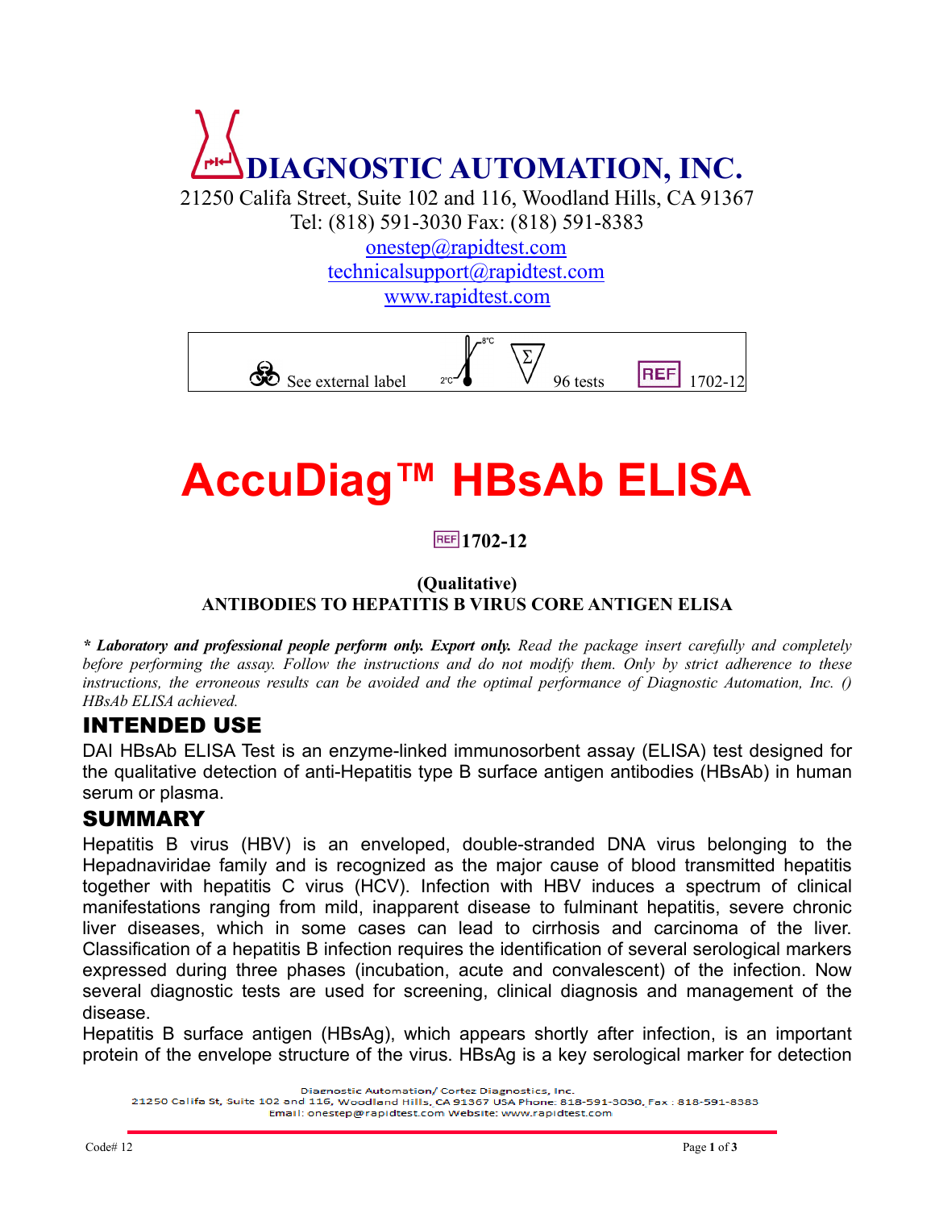# DIAGNOSTIC AUTOMATION, INC.

21250 Califa Street, Suite 102 and 116, Woodland Hills, CA 91367
Tel: (818) 591-3030 Fax: (818) 591-8383
onestep@rapidtest.com
technicalsupport@rapidtest.com
www.rapidtest.com

| See external label | 2°C–8°C | 96 tests | REF 1702-12 |
|---|---|---|---|

# AccuDiag™ HBsAb ELISA

**REF 1702-12**

**(Qualitative)**
**ANTIBODIES TO HEPATITIS B VIRUS CORE ANTIGEN ELISA**

*** Laboratory and professional people perform only. Export only.** *Read the package insert carefully and completely before performing the assay. Follow the instructions and do not modify them. Only by strict adherence to these instructions, the erroneous results can be avoided and the optimal performance of Diagnostic Automation, Inc. () HBsAb ELISA achieved.*

## INTENDED USE

DAI HBsAb ELISA Test is an enzyme-linked immunosorbent assay (ELISA) test designed for the qualitative detection of anti-Hepatitis type B surface antigen antibodies (HBsAb) in human serum or plasma.

## SUMMARY

Hepatitis B virus (HBV) is an enveloped, double-stranded DNA virus belonging to the Hepadnaviridae family and is recognized as the major cause of blood transmitted hepatitis together with hepatitis C virus (HCV). Infection with HBV induces a spectrum of clinical manifestations ranging from mild, inapparent disease to fulminant hepatitis, severe chronic liver diseases, which in some cases can lead to cirrhosis and carcinoma of the liver. Classification of a hepatitis B infection requires the identification of several serological markers expressed during three phases (incubation, acute and convalescent) of the infection. Now several diagnostic tests are used for screening, clinical diagnosis and management of the disease.

Hepatitis B surface antigen (HBsAg), which appears shortly after infection, is an important protein of the envelope structure of the virus. HBsAg is a key serological marker for detection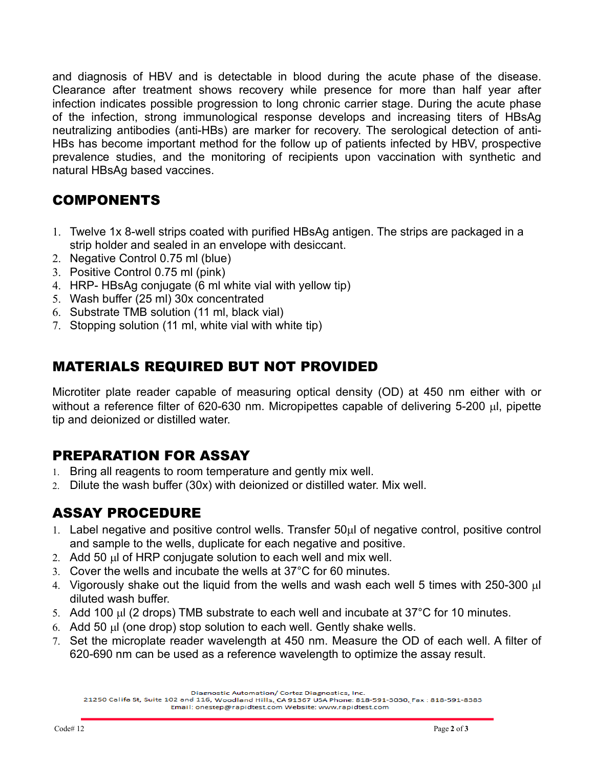and diagnosis of HBV and is detectable in blood during the acute phase of the disease. Clearance after treatment shows recovery while presence for more than half year after infection indicates possible progression to long chronic carrier stage. During the acute phase of the infection, strong immunological response develops and increasing titers of HBsAg neutralizing antibodies (anti-HBs) are marker for recovery. The serological detection of anti-HBs has become important method for the follow up of patients infected by HBV, prospective prevalence studies, and the monitoring of recipients upon vaccination with synthetic and natural HBsAg based vaccines.

## COMPONENTS

1. Twelve 1x 8-well strips coated with purified HBsAg antigen. The strips are packaged in a strip holder and sealed in an envelope with desiccant.
2. Negative Control 0.75 ml (blue)
3. Positive Control 0.75 ml (pink)
4. HRP- HBsAg conjugate (6 ml white vial with yellow tip)
5. Wash buffer (25 ml) 30x concentrated
6. Substrate TMB solution (11 ml, black vial)
7. Stopping solution (11 ml, white vial with white tip)

## MATERIALS REQUIRED BUT NOT PROVIDED

Microtiter plate reader capable of measuring optical density (OD) at 450 nm either with or without a reference filter of 620-630 nm. Micropipettes capable of delivering 5-200 µl, pipette tip and deionized or distilled water.

## PREPARATION FOR ASSAY

1. Bring all reagents to room temperature and gently mix well.
2. Dilute the wash buffer (30x) with deionized or distilled water. Mix well.

## ASSAY PROCEDURE

1. Label negative and positive control wells. Transfer 50µl of negative control, positive control and sample to the wells, duplicate for each negative and positive.
2. Add 50 µl of HRP conjugate solution to each well and mix well.
3. Cover the wells and incubate the wells at 37°C for 60 minutes.
4. Vigorously shake out the liquid from the wells and wash each well 5 times with 250-300 µl diluted wash buffer.
5. Add 100 µl (2 drops) TMB substrate to each well and incubate at 37°C for 10 minutes.
6. Add 50 µl (one drop) stop solution to each well. Gently shake wells.
7. Set the microplate reader wavelength at 450 nm. Measure the OD of each well. A filter of 620-690 nm can be used as a reference wavelength to optimize the assay result.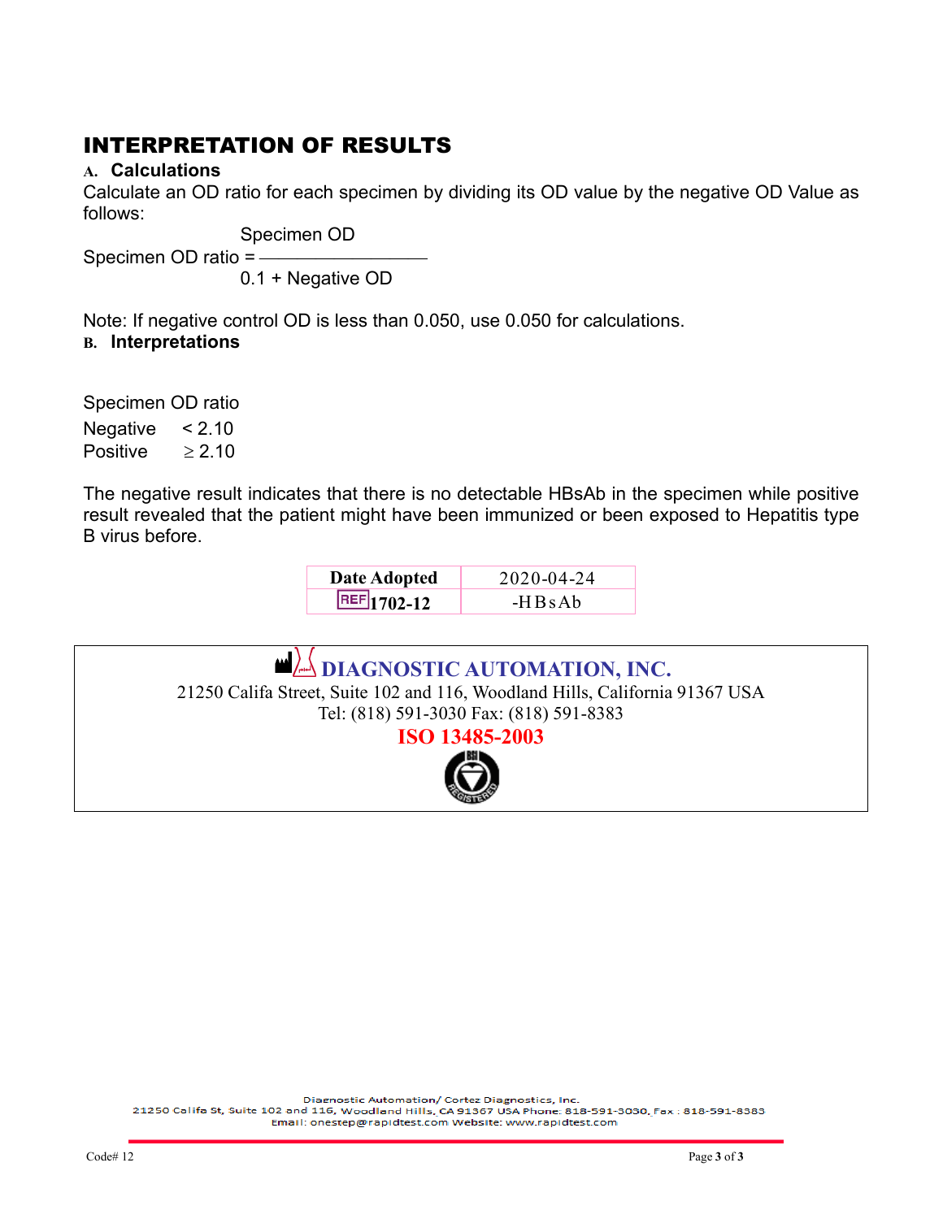# INTERPRETATION OF RESULTS

**A. Calculations**

Calculate an OD ratio for each specimen by dividing its OD value by the negative OD Value as follows:

$$\text{Specimen OD ratio} = \frac{\text{Specimen OD}}{0.1 + \text{Negative OD}}$$

Note: If negative control OD is less than 0.050, use 0.050 for calculations.

**B. Interpretations**

Specimen OD ratio

Negative < 2.10

Positive ≥ 2.10

The negative result indicates that there is no detectable HBsAb in the specimen while positive result revealed that the patient might have been immunized or been exposed to Hepatitis type B virus before.

| | |
|---|---|
| **Date Adopted** | 2020-04-24 |
| REF **1702-12** | -HBsAb |

**DIAGNOSTIC AUTOMATION, INC.**

21250 Califa Street, Suite 102 and 116, Woodland Hills, California 91367 USA

Tel: (818) 591-3030 Fax: (818) 591-8383

**ISO 13485-2003**

Diagnostic Automation/ Cortez Diagnostics, Inc.

21250 Califa St, Suite 102 and 116, Woodland Hills, CA 91367 USA Phone: 818-591-3030, Fax : 818-591-8383

Email: onestep@rapidtest.com Website: www.rapidtest.com

Code# 12